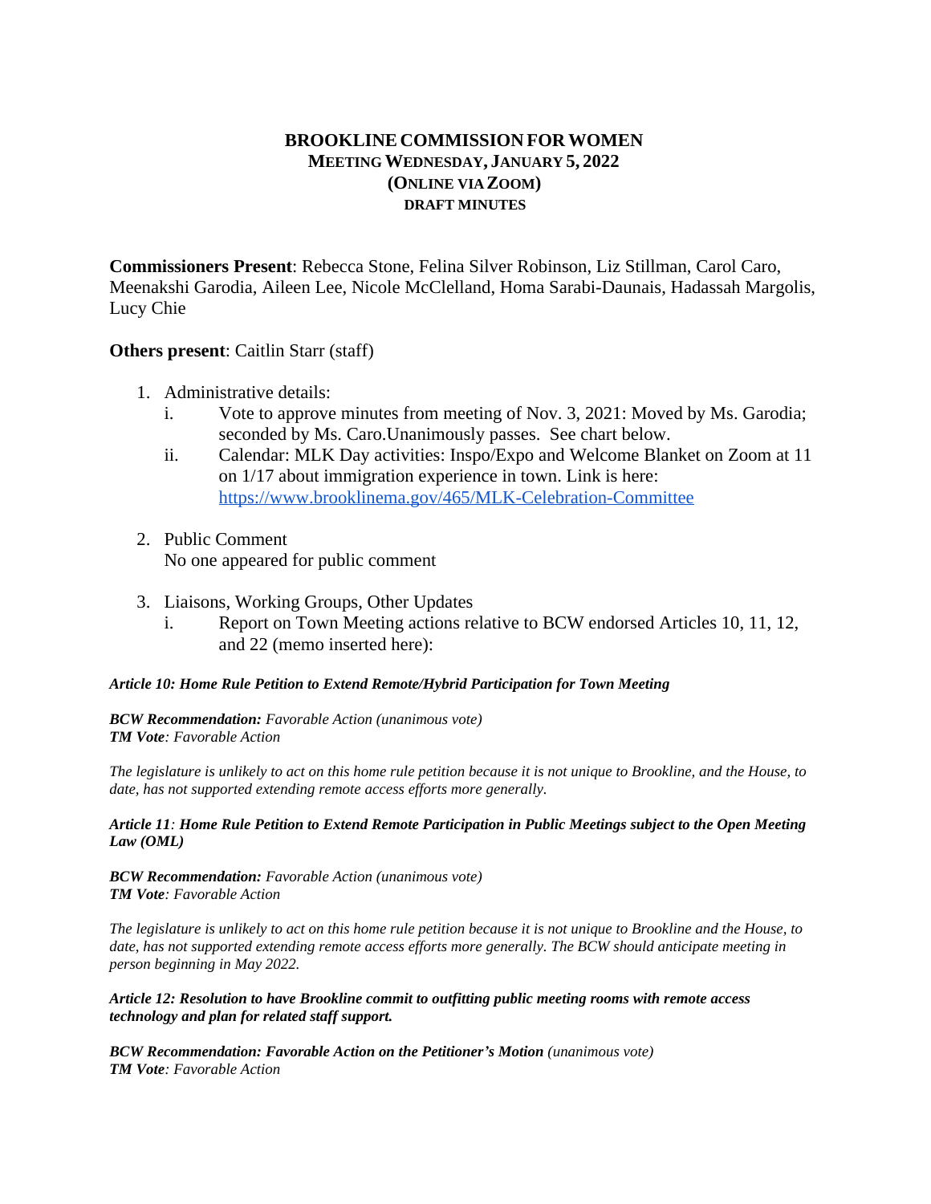# BROOKLINE COMMISSION FOR WOMEN
## MEETING WEDNESDAY, JANUARY 5, 2022
## (ONLINE VIA ZOOM)
### DRAFT MINUTES

**Commissioners Present**: Rebecca Stone, Felina Silver Robinson, Liz Stillman, Carol Caro, Meenakshi Garodia, Aileen Lee, Nicole McClelland, Homa Sarabi-Daunais, Hadassah Margolis, Lucy Chie

**Others present**: Caitlin Starr (staff)

1. Administrative details:
   i. Vote to approve minutes from meeting of Nov. 3, 2021: Moved by Ms. Garodia; seconded by Ms. Caro.Unanimously passes. See chart below.
   ii. Calendar: MLK Day activities: Inspo/Expo and Welcome Blanket on Zoom at 11 on 1/17 about immigration experience in town. Link is here: https://www.brooklinema.gov/465/MLK-Celebration-Committee

2. Public Comment
   No one appeared for public comment

3. Liaisons, Working Groups, Other Updates
   i. Report on Town Meeting actions relative to BCW endorsed Articles 10, 11, 12, and 22 (memo inserted here):

***Article 10: Home Rule Petition to Extend Remote/Hybrid Participation for Town Meeting***

***BCW Recommendation:*** *Favorable Action (unanimous vote)*
***TM Vote****: Favorable Action*

*The legislature is unlikely to act on this home rule petition because it is not unique to Brookline, and the House, to date, has not supported extending remote access efforts more generally.*

***Article 11****:* ***Home Rule Petition to Extend Remote Participation in Public Meetings subject to the Open Meeting Law (OML)***

***BCW Recommendation:*** *Favorable Action (unanimous vote)*
***TM Vote****: Favorable Action*

*The legislature is unlikely to act on this home rule petition because it is not unique to Brookline and the House, to date, has not supported extending remote access efforts more generally. The BCW should anticipate meeting in person beginning in May 2022.*

***Article 12: Resolution to have Brookline commit to outfitting public meeting rooms with remote access technology and plan for related staff support.***

***BCW Recommendation: Favorable Action on the Petitioner's Motion*** *(unanimous vote)*
***TM Vote****: Favorable Action*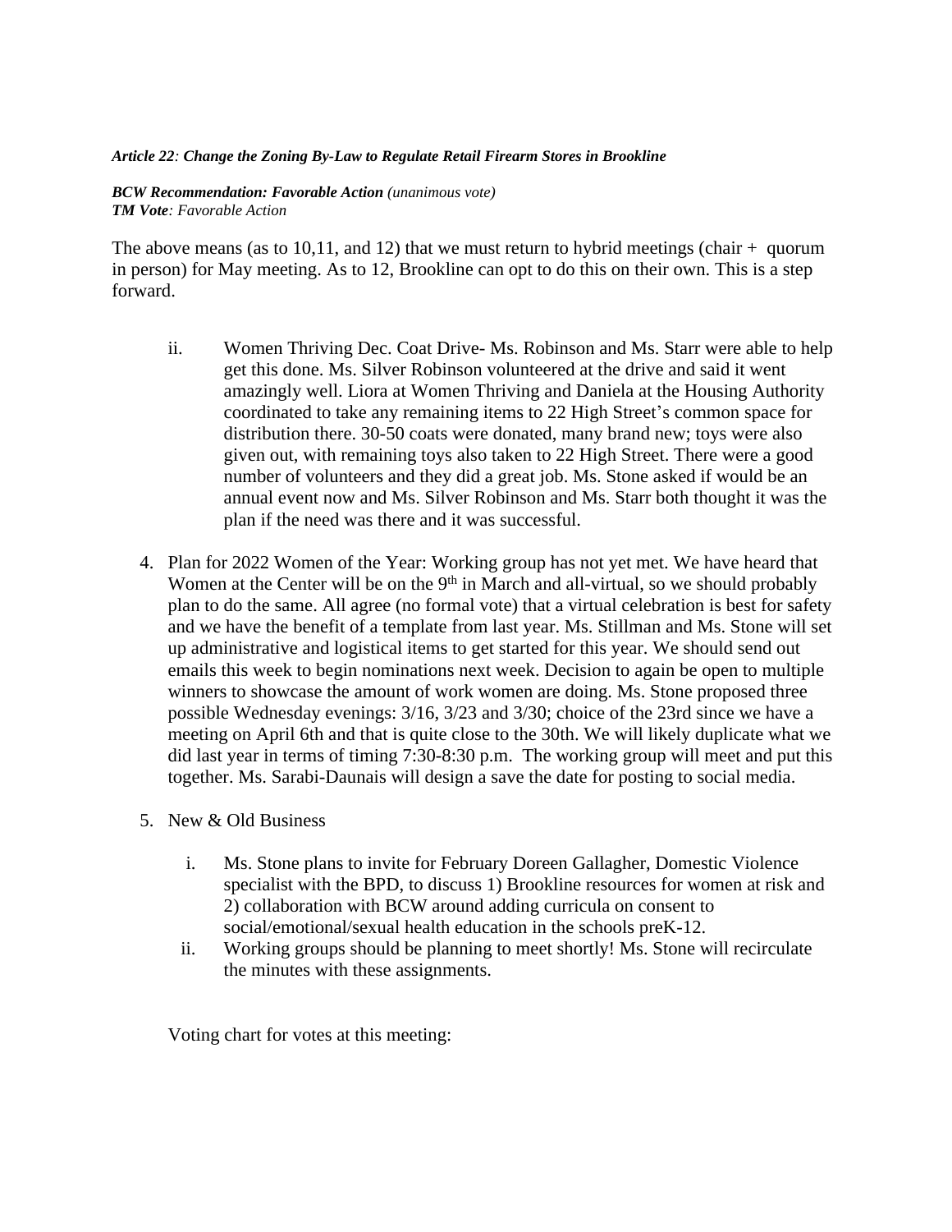***Article 22**: Change the Zoning By-Law to Regulate Retail Firearm Stores in Brookline*

***BCW Recommendation: Favorable Action** (unanimous vote)*
***TM Vote**: Favorable Action*

The above means (as to 10,11, and 12) that we must return to hybrid meetings (chair + quorum in person) for May meeting. As to 12, Brookline can opt to do this on their own. This is a step forward.

ii. Women Thriving Dec. Coat Drive- Ms. Robinson and Ms. Starr were able to help get this done. Ms. Silver Robinson volunteered at the drive and said it went amazingly well. Liora at Women Thriving and Daniela at the Housing Authority coordinated to take any remaining items to 22 High Street's common space for distribution there. 30-50 coats were donated, many brand new; toys were also given out, with remaining toys also taken to 22 High Street. There were a good number of volunteers and they did a great job. Ms. Stone asked if would be an annual event now and Ms. Silver Robinson and Ms. Starr both thought it was the plan if the need was there and it was successful.

4. Plan for 2022 Women of the Year: Working group has not yet met. We have heard that Women at the Center will be on the 9th in March and all-virtual, so we should probably plan to do the same. All agree (no formal vote) that a virtual celebration is best for safety and we have the benefit of a template from last year. Ms. Stillman and Ms. Stone will set up administrative and logistical items to get started for this year. We should send out emails this week to begin nominations next week. Decision to again be open to multiple winners to showcase the amount of work women are doing. Ms. Stone proposed three possible Wednesday evenings: 3/16, 3/23 and 3/30; choice of the 23rd since we have a meeting on April 6th and that is quite close to the 30th. We will likely duplicate what we did last year in terms of timing 7:30-8:30 p.m. The working group will meet and put this together. Ms. Sarabi-Daunais will design a save the date for posting to social media.

5. New & Old Business

   i. Ms. Stone plans to invite for February Doreen Gallagher, Domestic Violence specialist with the BPD, to discuss 1) Brookline resources for women at risk and 2) collaboration with BCW around adding curricula on consent to social/emotional/sexual health education in the schools preK-12.

   ii. Working groups should be planning to meet shortly! Ms. Stone will recirculate the minutes with these assignments.

Voting chart for votes at this meeting: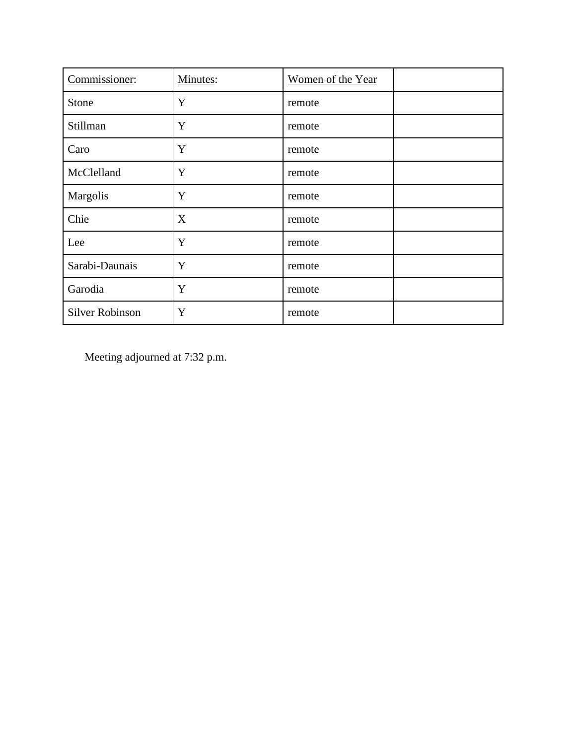| Commissioner: | Minutes: | Women of the Year | |
|---|---|---|---|
| Stone | Y | remote | |
| Stillman | Y | remote | |
| Caro | Y | remote | |
| McClelland | Y | remote | |
| Margolis | Y | remote | |
| Chie | X | remote | |
| Lee | Y | remote | |
| Sarabi-Daunais | Y | remote | |
| Garodia | Y | remote | |
| Silver Robinson | Y | remote | |

Meeting adjourned at 7:32 p.m.